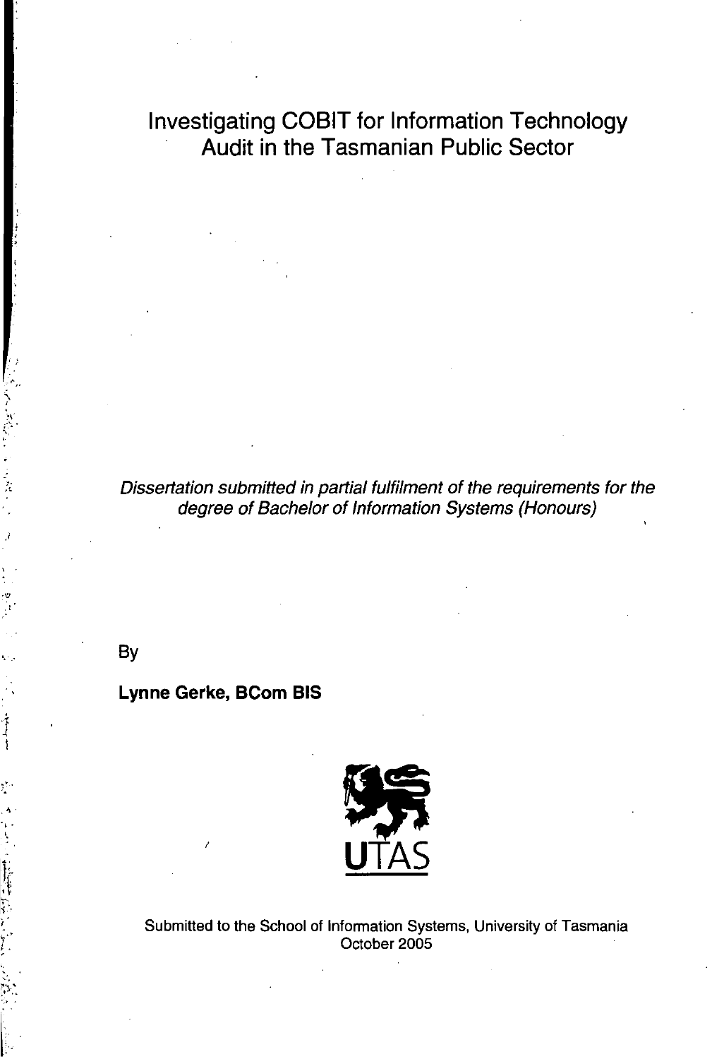# Investigating COBIT for Information Technology Audit in the Tasmanian Public Sector

*Dissertation submitted in partial fulfilment of the requirements for the degree of Bachelor of Information Systems (Honours)*

By

**Lynne Gerke, BCom BIS**

UTAS

Submitted to the School of Information Systems, University of Tasmania
October 2005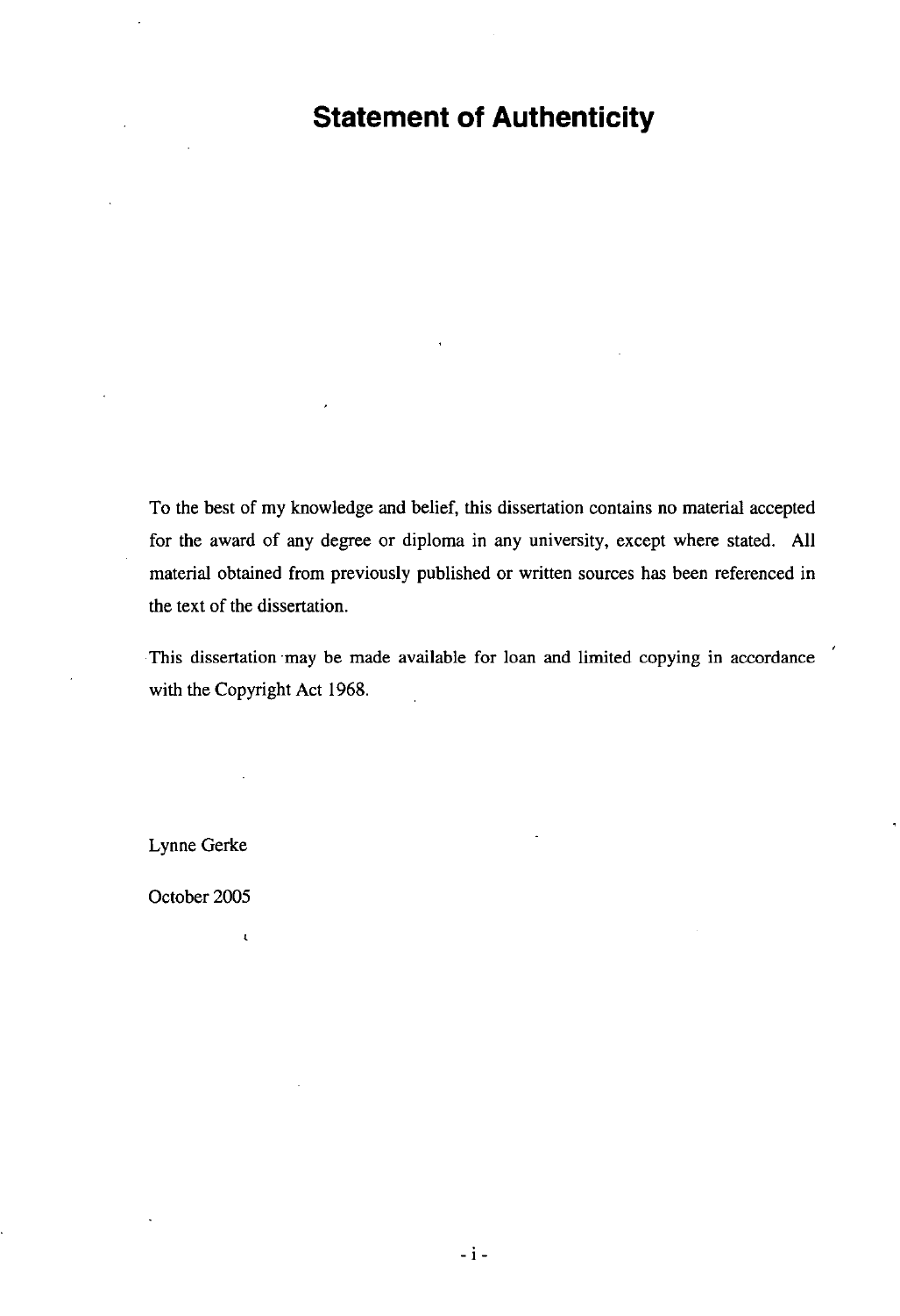# Statement of Authenticity

To the best of my knowledge and belief, this dissertation contains no material accepted for the award of any degree or diploma in any university, except where stated. All material obtained from previously published or written sources has been referenced in the text of the dissertation.

This dissertation may be made available for loan and limited copying in accordance with the Copyright Act 1968.

Lynne Gerke

October 2005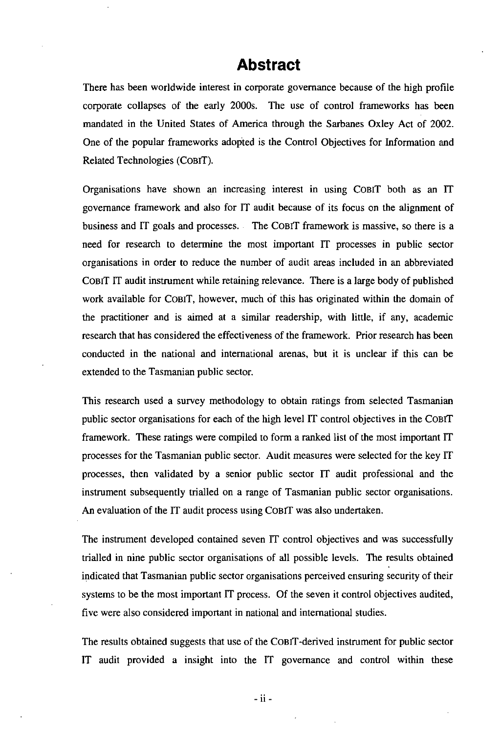# Abstract

There has been worldwide interest in corporate governance because of the high profile corporate collapses of the early 2000s. The use of control frameworks has been mandated in the United States of America through the Sarbanes Oxley Act of 2002. One of the popular frameworks adopted is the Control Objectives for Information and Related Technologies (COBIT).

Organisations have shown an increasing interest in using COBIT both as an IT governance framework and also for IT audit because of its focus on the alignment of business and IT goals and processes. The COBIT framework is massive, so there is a need for research to determine the most important IT processes in public sector organisations in order to reduce the number of audit areas included in an abbreviated COBIT IT audit instrument while retaining relevance. There is a large body of published work available for COBIT, however, much of this has originated within the domain of the practitioner and is aimed at a similar readership, with little, if any, academic research that has considered the effectiveness of the framework. Prior research has been conducted in the national and international arenas, but it is unclear if this can be extended to the Tasmanian public sector.

This research used a survey methodology to obtain ratings from selected Tasmanian public sector organisations for each of the high level IT control objectives in the COBIT framework. These ratings were compiled to form a ranked list of the most important IT processes for the Tasmanian public sector. Audit measures were selected for the key IT processes, then validated by a senior public sector IT audit professional and the instrument subsequently trialled on a range of Tasmanian public sector organisations. An evaluation of the IT audit process using COBIT was also undertaken.

The instrument developed contained seven IT control objectives and was successfully trialled in nine public sector organisations of all possible levels. The results obtained indicated that Tasmanian public sector organisations perceived ensuring security of their systems to be the most important IT process. Of the seven it control objectives audited, five were also considered important in national and international studies.

The results obtained suggests that use of the COBIT-derived instrument for public sector IT audit provided a insight into the IT governance and control within these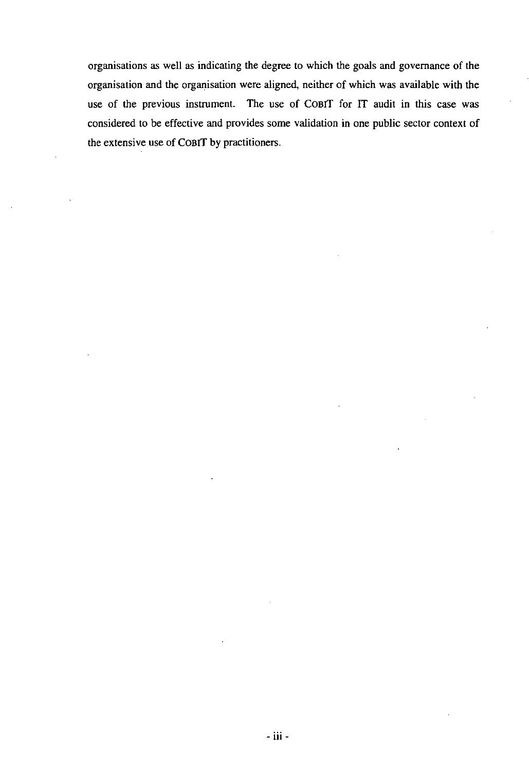organisations as well as indicating the degree to which the goals and governance of the organisation and the organisation were aligned, neither of which was available with the use of the previous instrument. The use of COBIT for IT audit in this case was considered to be effective and provides some validation in one public sector context of the extensive use of COBIT by practitioners.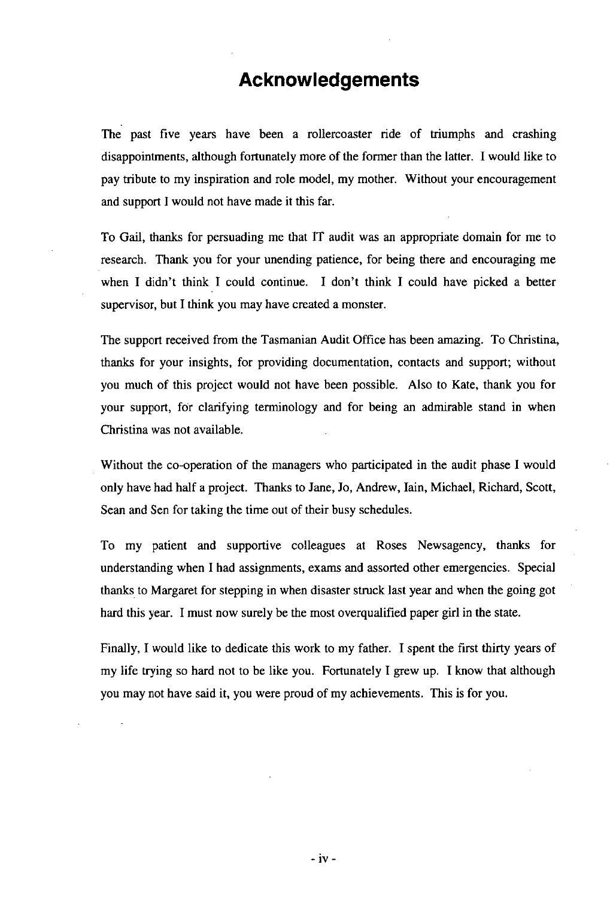# Acknowledgements

The past five years have been a rollercoaster ride of triumphs and crashing disappointments, although fortunately more of the former than the latter. I would like to pay tribute to my inspiration and role model, my mother. Without your encouragement and support I would not have made it this far.

To Gail, thanks for persuading me that IT audit was an appropriate domain for me to research. Thank you for your unending patience, for being there and encouraging me when I didn't think I could continue. I don't think I could have picked a better supervisor, but I think you may have created a monster.

The support received from the Tasmanian Audit Office has been amazing. To Christina, thanks for your insights, for providing documentation, contacts and support; without you much of this project would not have been possible. Also to Kate, thank you for your support, for clarifying terminology and for being an admirable stand in when Christina was not available.

Without the co-operation of the managers who participated in the audit phase I would only have had half a project. Thanks to Jane, Jo, Andrew, Iain, Michael, Richard, Scott, Sean and Sen for taking the time out of their busy schedules.

To my patient and supportive colleagues at Roses Newsagency, thanks for understanding when I had assignments, exams and assorted other emergencies. Special thanks to Margaret for stepping in when disaster struck last year and when the going got hard this year. I must now surely be the most overqualified paper girl in the state.

Finally, I would like to dedicate this work to my father. I spent the first thirty years of my life trying so hard not to be like you. Fortunately I grew up. I know that although you may not have said it, you were proud of my achievements. This is for you.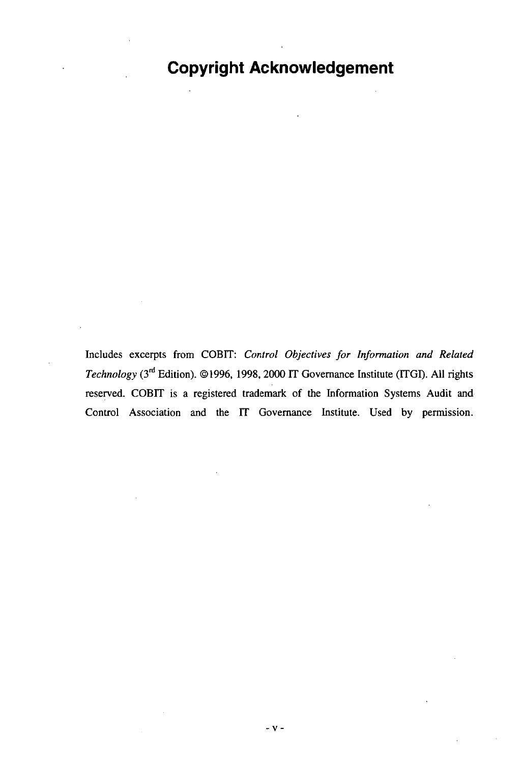# Copyright Acknowledgement

Includes excerpts from COBIT: *Control Objectives for Information and Related Technology* (3rd Edition). ©1996, 1998, 2000 IT Governance Institute (ITGI). All rights reserved. COBIT is a registered trademark of the Information Systems Audit and Control Association and the IT Governance Institute. Used by permission.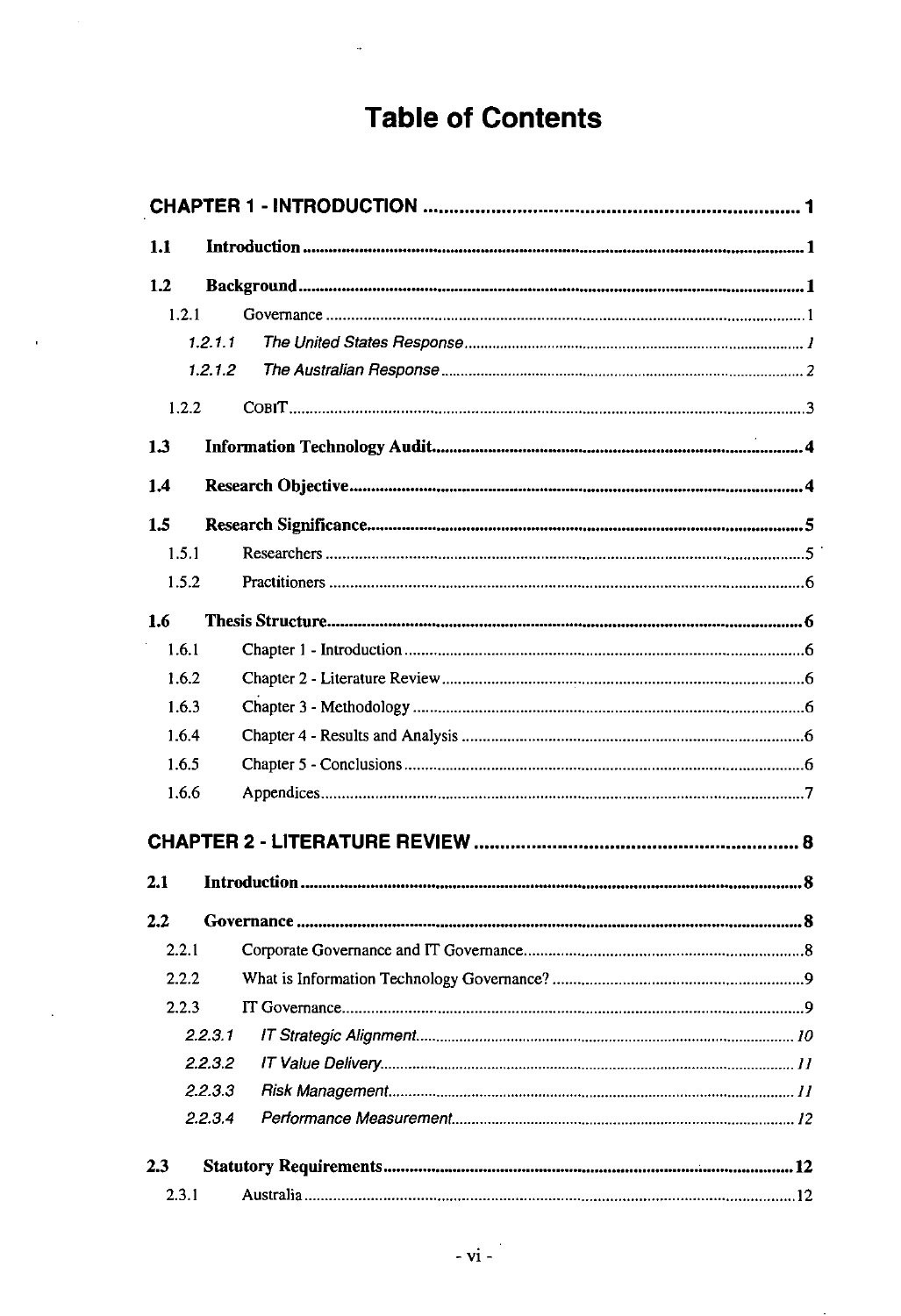# Table of Contents

**CHAPTER 1 - INTRODUCTION ........................................................................ 1**

**1.1 Introduction ........................................................................ 1**

**1.2 Background ........................................................................ 1**

1.2.1 Governance ........................................................................ 1

*1.2.1.1 The United States Response ........................................................................ 1*

*1.2.1.2 The Australian Response ........................................................................ 2*

1.2.2 COBIT ........................................................................ 3

**1.3 Information Technology Audit ........................................................................ 4**

**1.4 Research Objective ........................................................................ 4**

**1.5 Research Significance ........................................................................ 5**

1.5.1 Researchers ........................................................................ 5

1.5.2 Practitioners ........................................................................ 6

**1.6 Thesis Structure ........................................................................ 6**

1.6.1 Chapter 1 - Introduction ........................................................................ 6

1.6.2 Chapter 2 - Literature Review ........................................................................ 6

1.6.3 Chapter 3 - Methodology ........................................................................ 6

1.6.4 Chapter 4 - Results and Analysis ........................................................................ 6

1.6.5 Chapter 5 - Conclusions ........................................................................ 6

1.6.6 Appendices ........................................................................ 7

**CHAPTER 2 - LITERATURE REVIEW ........................................................................ 8**

**2.1 Introduction ........................................................................ 8**

**2.2 Governance ........................................................................ 8**

2.2.1 Corporate Governance and IT Governance ........................................................................ 8

2.2.2 What is Information Technology Governance? ........................................................................ 9

2.2.3 IT Governance ........................................................................ 9

*2.2.3.1 IT Strategic Alignment ........................................................................ 10*

*2.2.3.2 IT Value Delivery ........................................................................ 11*

*2.2.3.3 Risk Management ........................................................................ 11*

*2.2.3.4 Performance Measurement ........................................................................ 12*

**2.3 Statutory Requirements ........................................................................ 12**

2.3.1 Australia ........................................................................ 12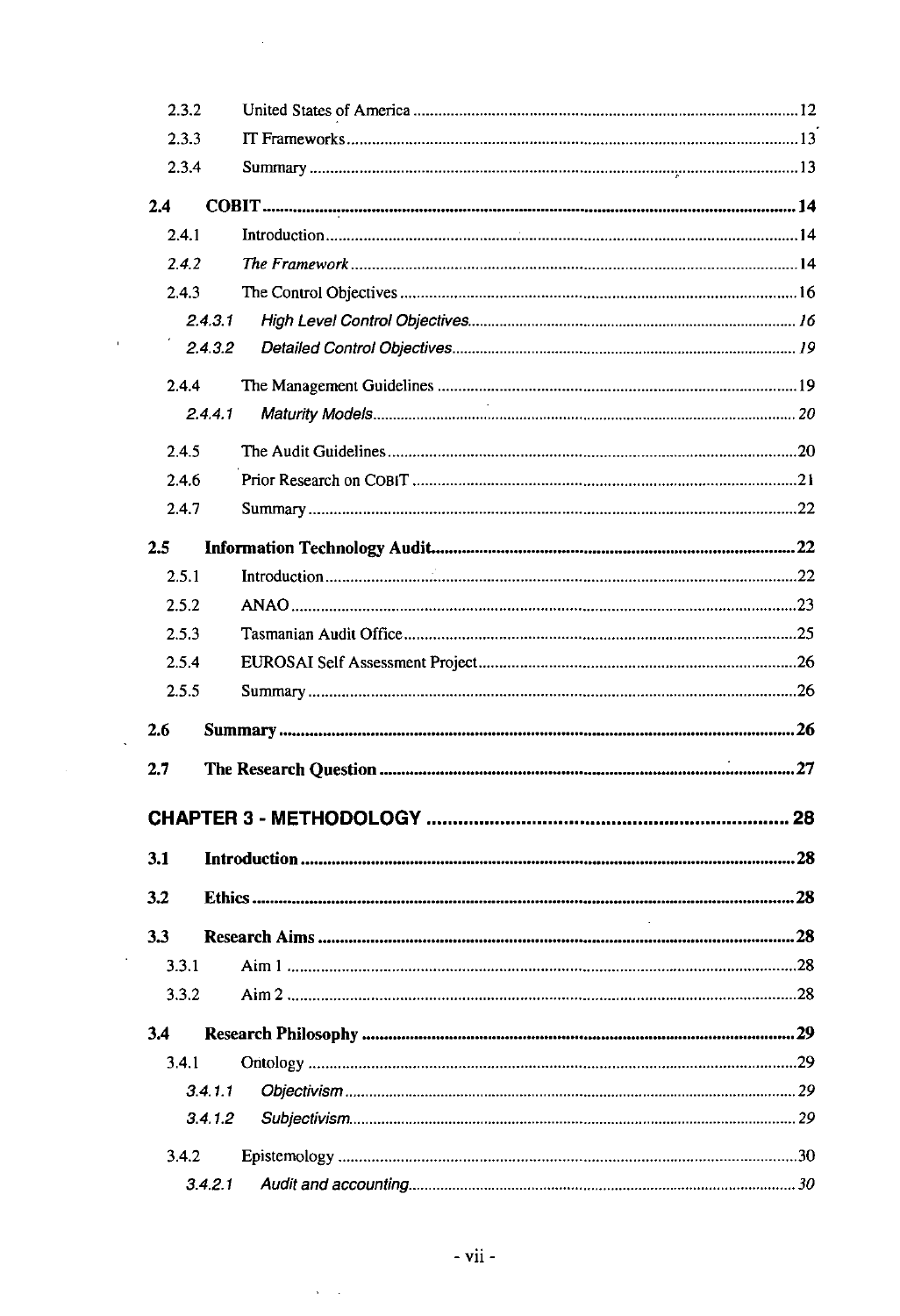| | | |
|---|---|---|
| 2.3.2 | United States of America | 12 |
| 2.3.3 | IT Frameworks | 13 |
| 2.3.4 | Summary | 13 |
| **2.4** | **COBIT** | **14** |
| 2.4.1 | Introduction | 14 |
| *2.4.2* | *The Framework* | 14 |
| 2.4.3 | The Control Objectives | 16 |
| *2.4.3.1* | *High Level Control Objectives* | *16* |
| *2.4.3.2* | *Detailed Control Objectives* | *19* |
| 2.4.4 | The Management Guidelines | 19 |
| *2.4.4.1* | *Maturity Models* | *20* |
| 2.4.5 | The Audit Guidelines | 20 |
| 2.4.6 | Prior Research on COBIT | 21 |
| 2.4.7 | Summary | 22 |
| **2.5** | **Information Technology Audit** | **22** |
| 2.5.1 | Introduction | 22 |
| 2.5.2 | ANAO | 23 |
| 2.5.3 | Tasmanian Audit Office | 25 |
| 2.5.4 | EUROSAI Self Assessment Project | 26 |
| 2.5.5 | Summary | 26 |
| **2.6** | **Summary** | **26** |
| **2.7** | **The Research Question** | **27** |
| **CHAPTER 3 - METHODOLOGY** | | **28** |
| **3.1** | **Introduction** | **28** |
| **3.2** | **Ethics** | **28** |
| **3.3** | **Research Aims** | **28** |
| 3.3.1 | Aim 1 | 28 |
| 3.3.2 | Aim 2 | 28 |
| **3.4** | **Research Philosophy** | **29** |
| 3.4.1 | Ontology | 29 |
| *3.4.1.1* | *Objectivism* | *29* |
| *3.4.1.2* | *Subjectivism* | *29* |
| 3.4.2 | Epistemology | 30 |
| *3.4.2.1* | *Audit and accounting* | *30* |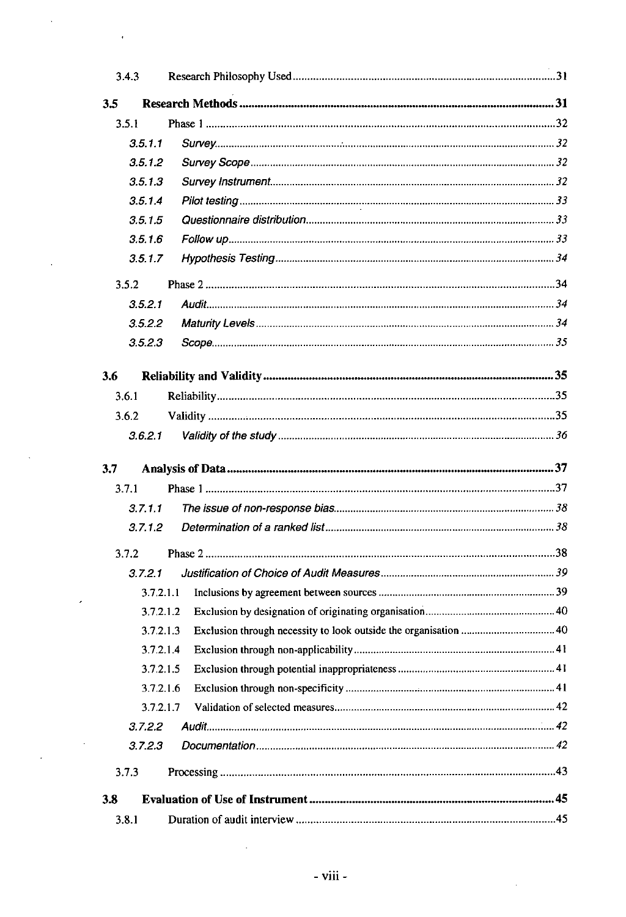3.4.3 Research Philosophy Used ... 31

**3.5 Research Methods ... 31**

3.5.1 Phase 1 ... 32

*3.5.1.1 Survey ... 32*

*3.5.1.2 Survey Scope ... 32*

*3.5.1.3 Survey Instrument ... 32*

*3.5.1.4 Pilot testing ... 33*

*3.5.1.5 Questionnaire distribution ... 33*

*3.5.1.6 Follow up ... 33*

*3.5.1.7 Hypothesis Testing ... 34*

3.5.2 Phase 2 ... 34

*3.5.2.1 Audit ... 34*

*3.5.2.2 Maturity Levels ... 34*

*3.5.2.3 Scope ... 35*

**3.6 Reliability and Validity ... 35**

3.6.1 Reliability ... 35

3.6.2 Validity ... 35

*3.6.2.1 Validity of the study ... 36*

**3.7 Analysis of Data ... 37**

3.7.1 Phase 1 ... 37

*3.7.1.1 The issue of non-response bias ... 38*

*3.7.1.2 Determination of a ranked list ... 38*

3.7.2 Phase 2 ... 38

*3.7.2.1 Justification of Choice of Audit Measures ... 39*

3.7.2.1.1 Inclusions by agreement between sources ... 39

3.7.2.1.2 Exclusion by designation of originating organisation ... 40

3.7.2.1.3 Exclusion through necessity to look outside the organisation ... 40

3.7.2.1.4 Exclusion through non-applicability ... 41

3.7.2.1.5 Exclusion through potential inappropriateness ... 41

3.7.2.1.6 Exclusion through non-specificity ... 41

3.7.2.1.7 Validation of selected measures ... 42

*3.7.2.2 Audit ... 42*

*3.7.2.3 Documentation ... 42*

3.7.3 Processing ... 43

**3.8 Evaluation of Use of Instrument ... 45**

3.8.1 Duration of audit interview ... 45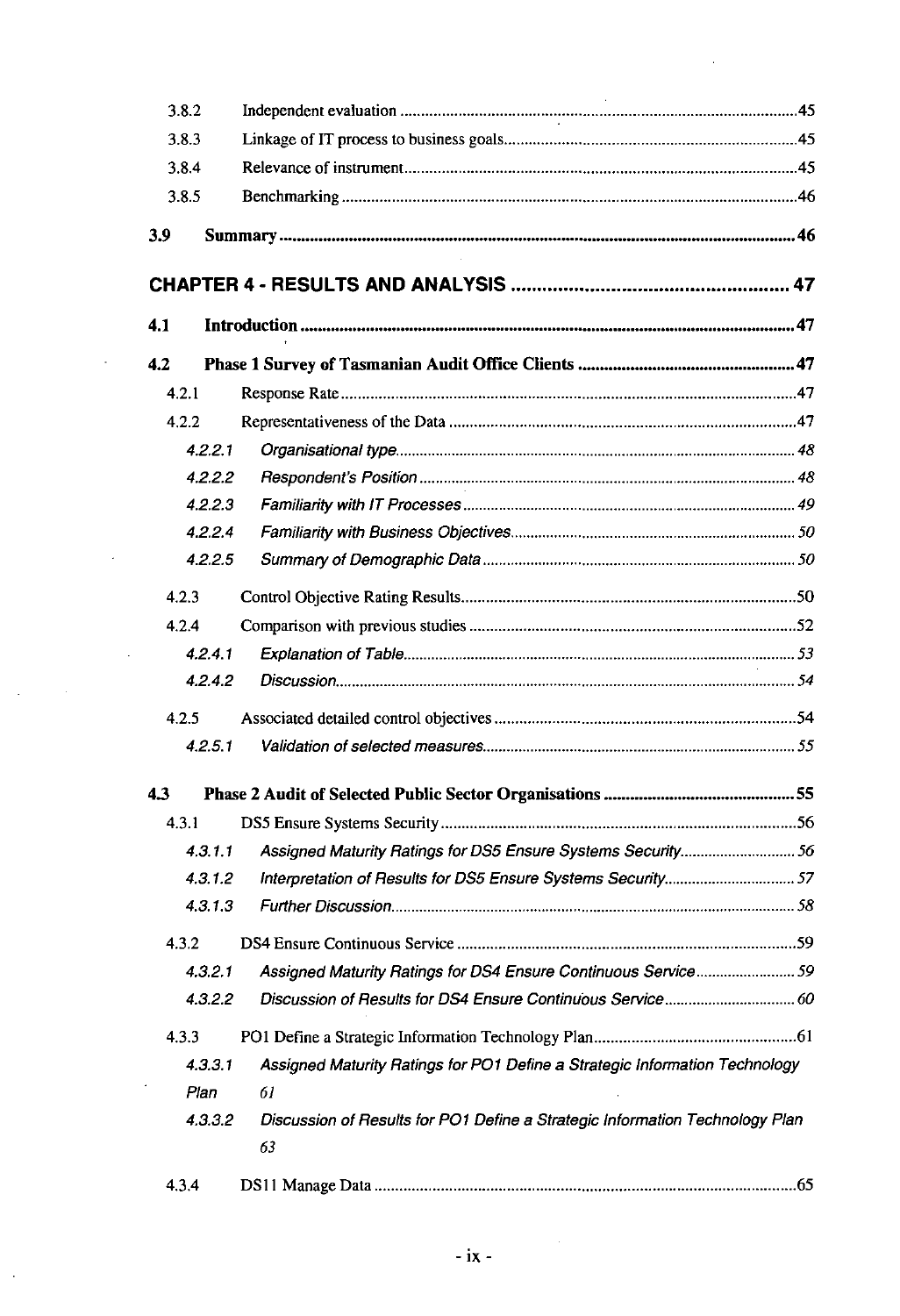3.8.2 Independent evaluation ..... 45

3.8.3 Linkage of IT process to business goals ..... 45

3.8.4 Relevance of instrument ..... 45

3.8.5 Benchmarking ..... 46

**3.9 Summary ..... 46**

**CHAPTER 4 - RESULTS AND ANALYSIS ..... 47**

**4.1 Introduction ..... 47**

**4.2 Phase 1 Survey of Tasmanian Audit Office Clients ..... 47**

4.2.1 Response Rate ..... 47

4.2.2 Representativeness of the Data ..... 47

*4.2.2.1 Organisational type ..... 48*

*4.2.2.2 Respondent's Position ..... 48*

*4.2.2.3 Familiarity with IT Processes ..... 49*

*4.2.2.4 Familiarity with Business Objectives ..... 50*

*4.2.2.5 Summary of Demographic Data ..... 50*

4.2.3 Control Objective Rating Results ..... 50

4.2.4 Comparison with previous studies ..... 52

*4.2.4.1 Explanation of Table ..... 53*

*4.2.4.2 Discussion ..... 54*

4.2.5 Associated detailed control objectives ..... 54

*4.2.5.1 Validation of selected measures ..... 55*

**4.3 Phase 2 Audit of Selected Public Sector Organisations ..... 55**

4.3.1 DS5 Ensure Systems Security ..... 56

*4.3.1.1 Assigned Maturity Ratings for DS5 Ensure Systems Security ..... 56*

*4.3.1.2 Interpretation of Results for DS5 Ensure Systems Security ..... 57*

*4.3.1.3 Further Discussion ..... 58*

4.3.2 DS4 Ensure Continuous Service ..... 59

*4.3.2.1 Assigned Maturity Ratings for DS4 Ensure Continuous Service ..... 59*

*4.3.2.2 Discussion of Results for DS4 Ensure Continuous Service ..... 60*

4.3.3 PO1 Define a Strategic Information Technology Plan ..... 61

*4.3.3.1 Assigned Maturity Ratings for PO1 Define a Strategic Information Technology Plan 61*

*4.3.3.2 Discussion of Results for PO1 Define a Strategic Information Technology Plan 63*

4.3.4 DS11 Manage Data ..... 65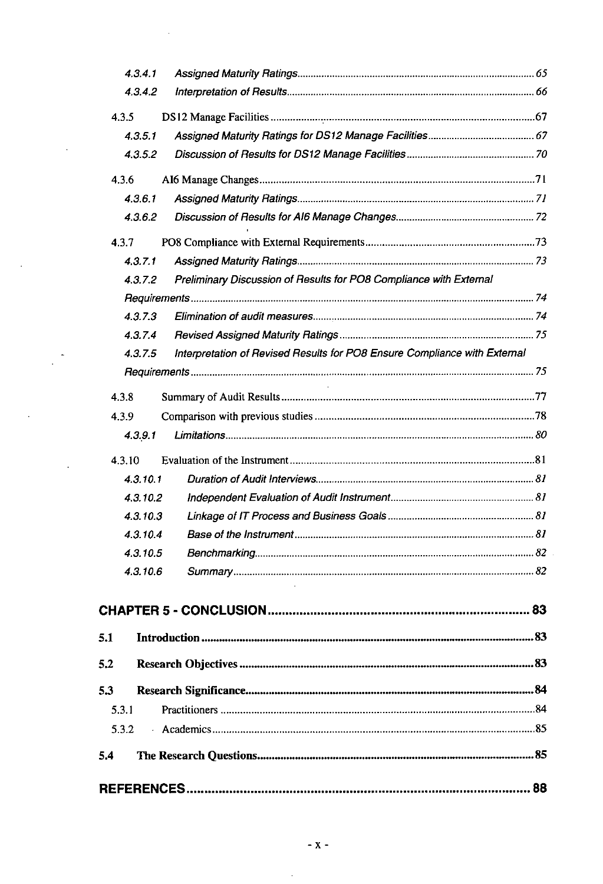4.3.4.1 *Assigned Maturity Ratings* ........ 65
4.3.4.2 *Interpretation of Results* ........ 66

4.3.5 DS12 Manage Facilities ........ 67
4.3.5.1 *Assigned Maturity Ratings for DS12 Manage Facilities* ........ 67
4.3.5.2 *Discussion of Results for DS12 Manage Facilities* ........ 70

4.3.6 AI6 Manage Changes ........ 71
4.3.6.1 *Assigned Maturity Ratings* ........ 71
4.3.6.2 *Discussion of Results for AI6 Manage Changes* ........ 72

4.3.7 PO8 Compliance with External Requirements ........ 73
4.3.7.1 *Assigned Maturity Ratings* ........ 73
4.3.7.2 *Preliminary Discussion of Results for PO8 Compliance with External Requirements* ........ 74
4.3.7.3 *Elimination of audit measures* ........ 74
4.3.7.4 *Revised Assigned Maturity Ratings* ........ 75
4.3.7.5 *Interpretation of Revised Results for PO8 Ensure Compliance with External Requirements* ........ 75

4.3.8 Summary of Audit Results ........ 77
4.3.9 Comparison with previous studies ........ 78
4.3.9.1 *Limitations* ........ 80

4.3.10 Evaluation of the Instrument ........ 81
4.3.10.1 *Duration of Audit Interviews* ........ 81
4.3.10.2 *Independent Evaluation of Audit Instrument* ........ 81
4.3.10.3 *Linkage of IT Process and Business Goals* ........ 81
4.3.10.4 *Base of the Instrument* ........ 81
4.3.10.5 *Benchmarking* ........ 82
4.3.10.6 *Summary* ........ 82

**CHAPTER 5 - CONCLUSION ........ 83**

**5.1 Introduction ........ 83**

**5.2 Research Objectives ........ 83**

**5.3 Research Significance ........ 84**
5.3.1 Practitioners ........ 84
5.3.2 Academics ........ 85

**5.4 The Research Questions ........ 85**

**REFERENCES ........ 88**